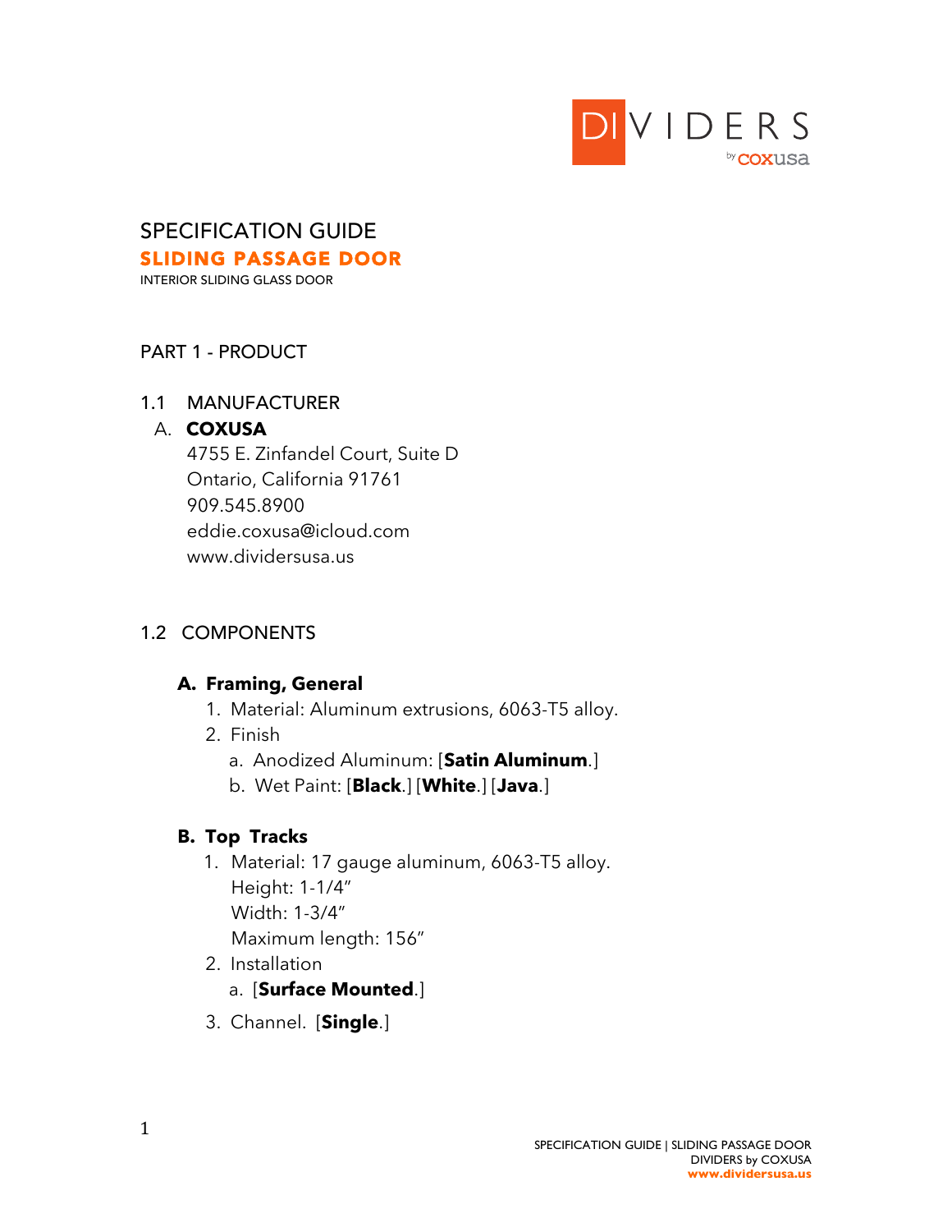# SPECIFICATION GUIDE

## SLIDING PASSAGE DOOR

INTERIOR SLIDING GLASS DOOR

## PART 1 - PRODUCT

### 1.1 MANUFACTURER

A. **COXUSA**
4755 E. Zinfandel Court, Suite D
Ontario, California 91761
909.545.8900
eddie.coxusa@icloud.com
www.dividersusa.us

### 1.2 COMPONENTS

**A. Framing, General**

1. Material: Aluminum extrusions, 6063-T5 alloy.
2. Finish
   a. Anodized Aluminum: [**Satin Aluminum**.]
   b. Wet Paint: [**Black**.] [**White**.] [**Java**.]

**B. Top Tracks**

1. Material: 17 gauge aluminum, 6063-T5 alloy.
   Height: 1-1/4"
   Width: 1-3/4"
   Maximum length: 156"
2. Installation
   a. [**Surface Mounted**.]
3. Channel. [**Single**.]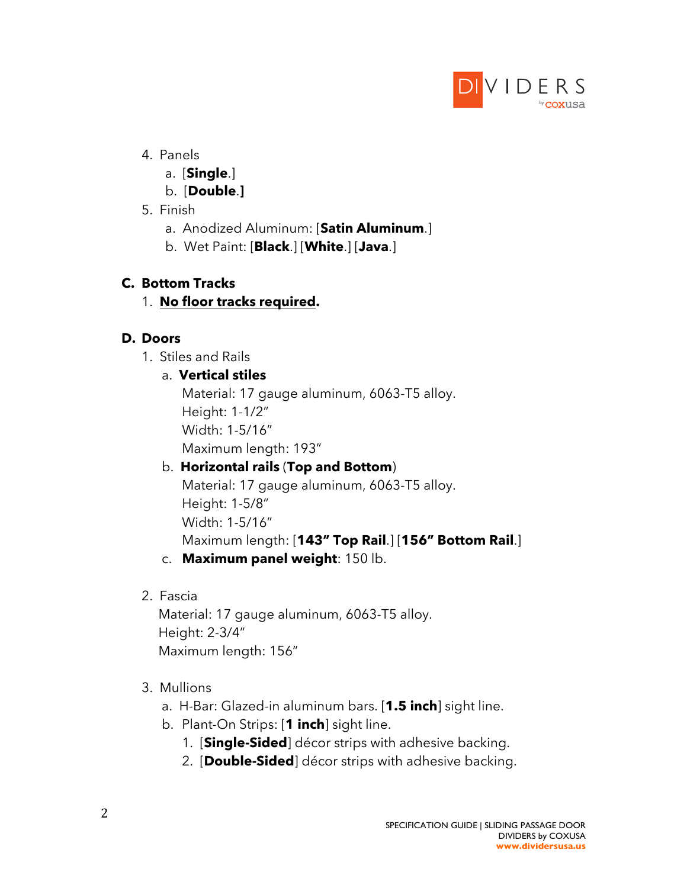4. Panels
   a. [**Single**.]
   b. [**Double**.**]**
5. Finish
   a. Anodized Aluminum: [**Satin Aluminum**.]
   b. Wet Paint: [**Black**.] [**White**.] [**Java**.]

**C. Bottom Tracks**

1. **No floor tracks required.**

**D. Doors**

1. Stiles and Rails
   a. **Vertical stiles**
      Material: 17 gauge aluminum, 6063-T5 alloy.
      Height: 1-1/2"
      Width: 1-5/16"
      Maximum length: 193"
   b. **Horizontal rails** (**Top and Bottom**)
      Material: 17 gauge aluminum, 6063-T5 alloy.
      Height: 1-5/8"
      Width: 1-5/16"
      Maximum length: [**143" Top Rail**.] [**156" Bottom Rail**.]
   c. **Maximum panel weight**: 150 lb.

2. Fascia
   Material: 17 gauge aluminum, 6063-T5 alloy.
   Height: 2-3/4"
   Maximum length: 156"

3. Mullions
   a. H-Bar: Glazed-in aluminum bars. [**1.5 inch**] sight line.
   b. Plant-On Strips: [**1 inch**] sight line.
      1. [**Single-Sided**] décor strips with adhesive backing.
      2. [**Double-Sided**] décor strips with adhesive backing.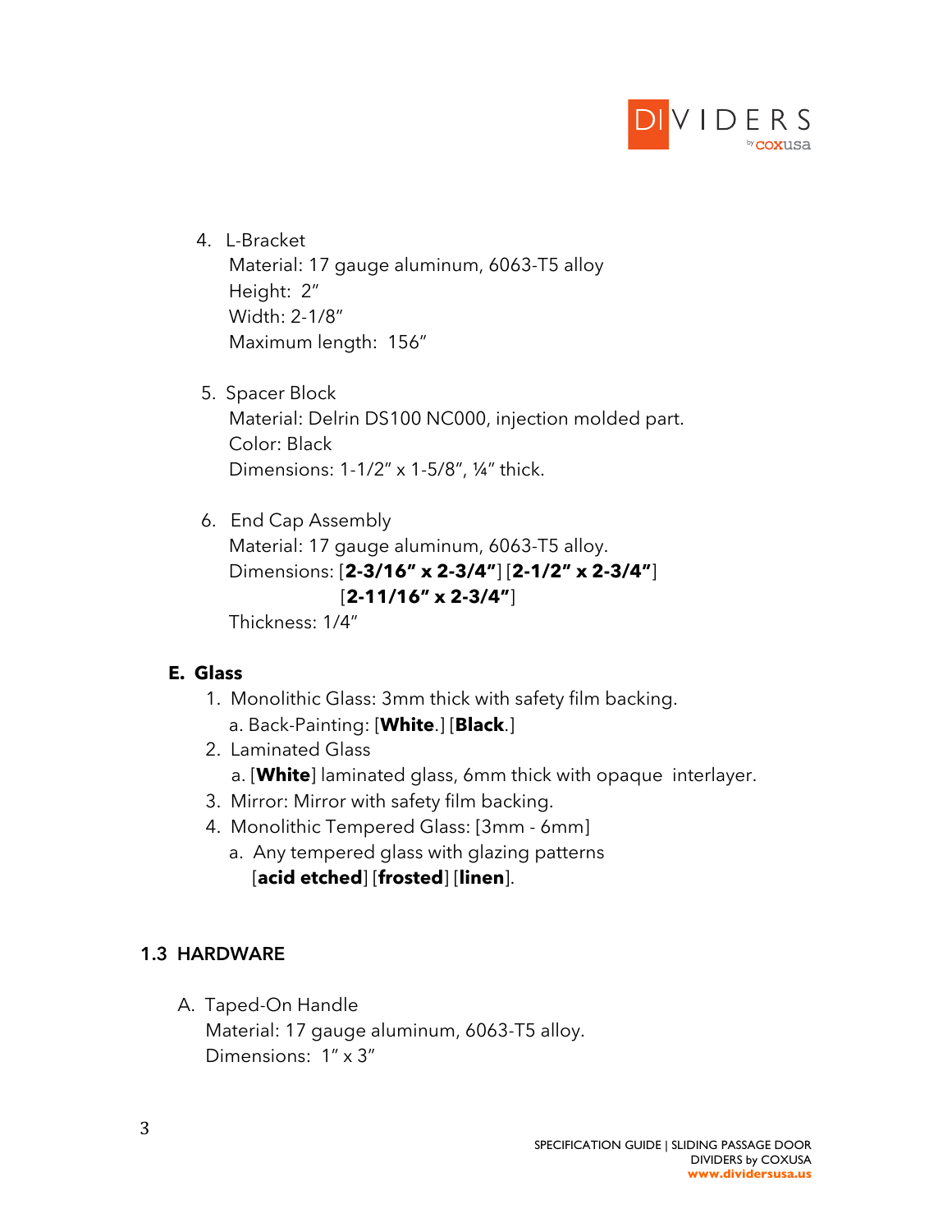4. L-Bracket
   Material: 17 gauge aluminum, 6063-T5 alloy
   Height: 2″
   Width: 2-1/8″
   Maximum length: 156″

5. Spacer Block
   Material: Delrin DS100 NC000, injection molded part.
   Color: Black
   Dimensions: 1-1/2″ x 1-5/8″, ¼″ thick.

6. End Cap Assembly
   Material: 17 gauge aluminum, 6063-T5 alloy.
   Dimensions: [**2-3/16″ x 2-3/4″**] [**2-1/2″ x 2-3/4″**] [**2-11/16″ x 2-3/4″**]
   Thickness: 1/4″

### E. Glass

1. Monolithic Glass: 3mm thick with safety film backing.
   a. Back-Painting: [**White**.] [**Black**.]
2. Laminated Glass
   a. [**White**] laminated glass, 6mm thick with opaque interlayer.
3. Mirror: Mirror with safety film backing.
4. Monolithic Tempered Glass: [3mm - 6mm]
   a. Any tempered glass with glazing patterns [**acid etched**] [**frosted**] [**linen**].

## 1.3 HARDWARE

A. Taped-On Handle
   Material: 17 gauge aluminum, 6063-T5 alloy.
   Dimensions: 1″ x 3″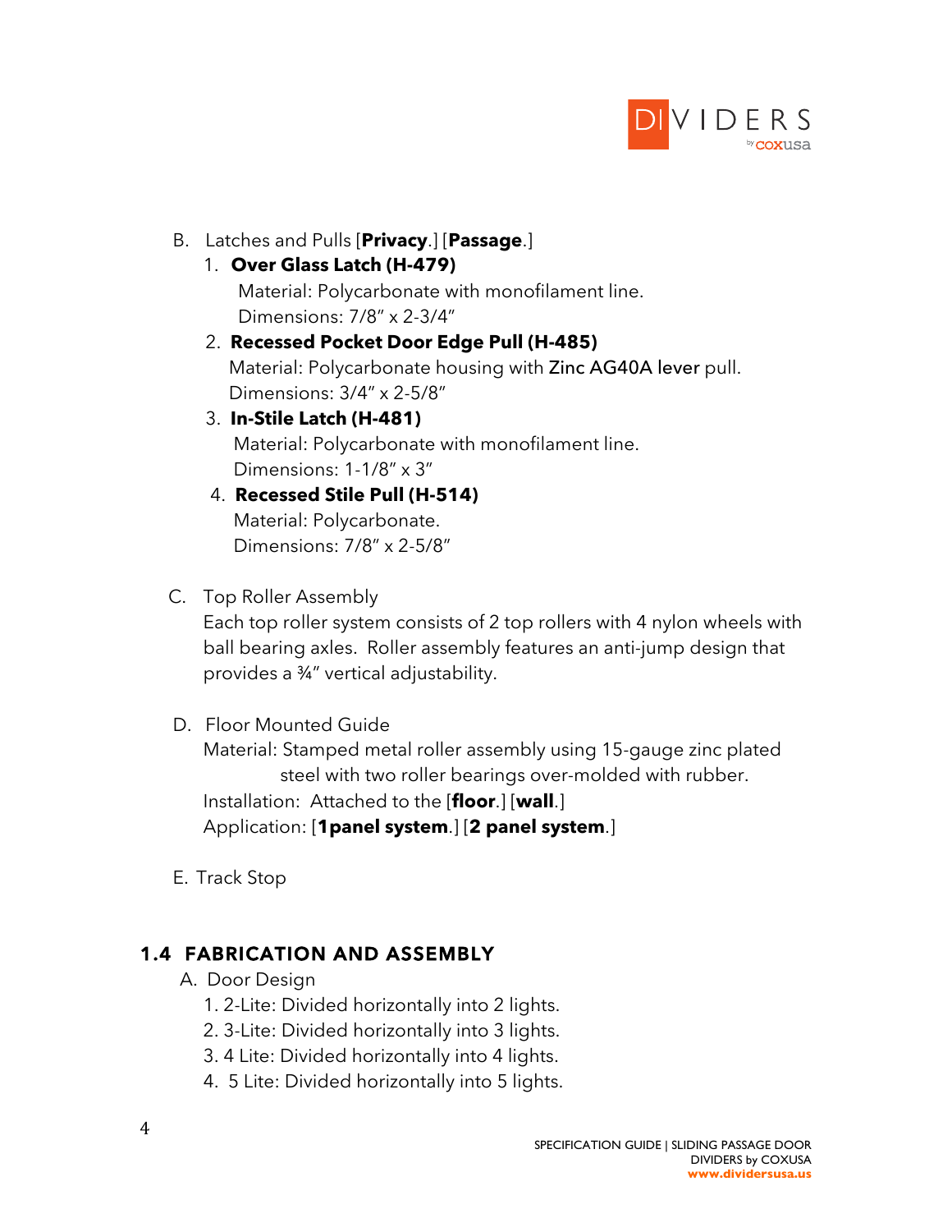B. Latches and Pulls [**Privacy**.] [**Passage**.]

1. **Over Glass Latch (H-479)**
   Material: Polycarbonate with monofilament line.
   Dimensions: 7/8" x 2-3/4"
2. **Recessed Pocket Door Edge Pull (H-485)**
   Material: Polycarbonate housing with Zinc AG40A lever pull.
   Dimensions: 3/4" x 2-5/8"
3. **In-Stile Latch (H-481)**
   Material: Polycarbonate with monofilament line.
   Dimensions: 1-1/8" x 3"
4. **Recessed Stile Pull (H-514)**
   Material: Polycarbonate.
   Dimensions: 7/8" x 2-5/8"

C. Top Roller Assembly

Each top roller system consists of 2 top rollers with 4 nylon wheels with ball bearing axles. Roller assembly features an anti-jump design that provides a ¾" vertical adjustability.

D. Floor Mounted Guide

Material: Stamped metal roller assembly using 15-gauge zinc plated steel with two roller bearings over-molded with rubber.
Installation: Attached to the [**floor**.] [**wall**.]
Application: [**1panel system**.] [**2 panel system**.]

E. Track Stop

## 1.4 FABRICATION AND ASSEMBLY

A. Door Design

1. 2-Lite: Divided horizontally into 2 lights.
2. 3-Lite: Divided horizontally into 3 lights.
3. 4 Lite: Divided horizontally into 4 lights.
4. 5 Lite: Divided horizontally into 5 lights.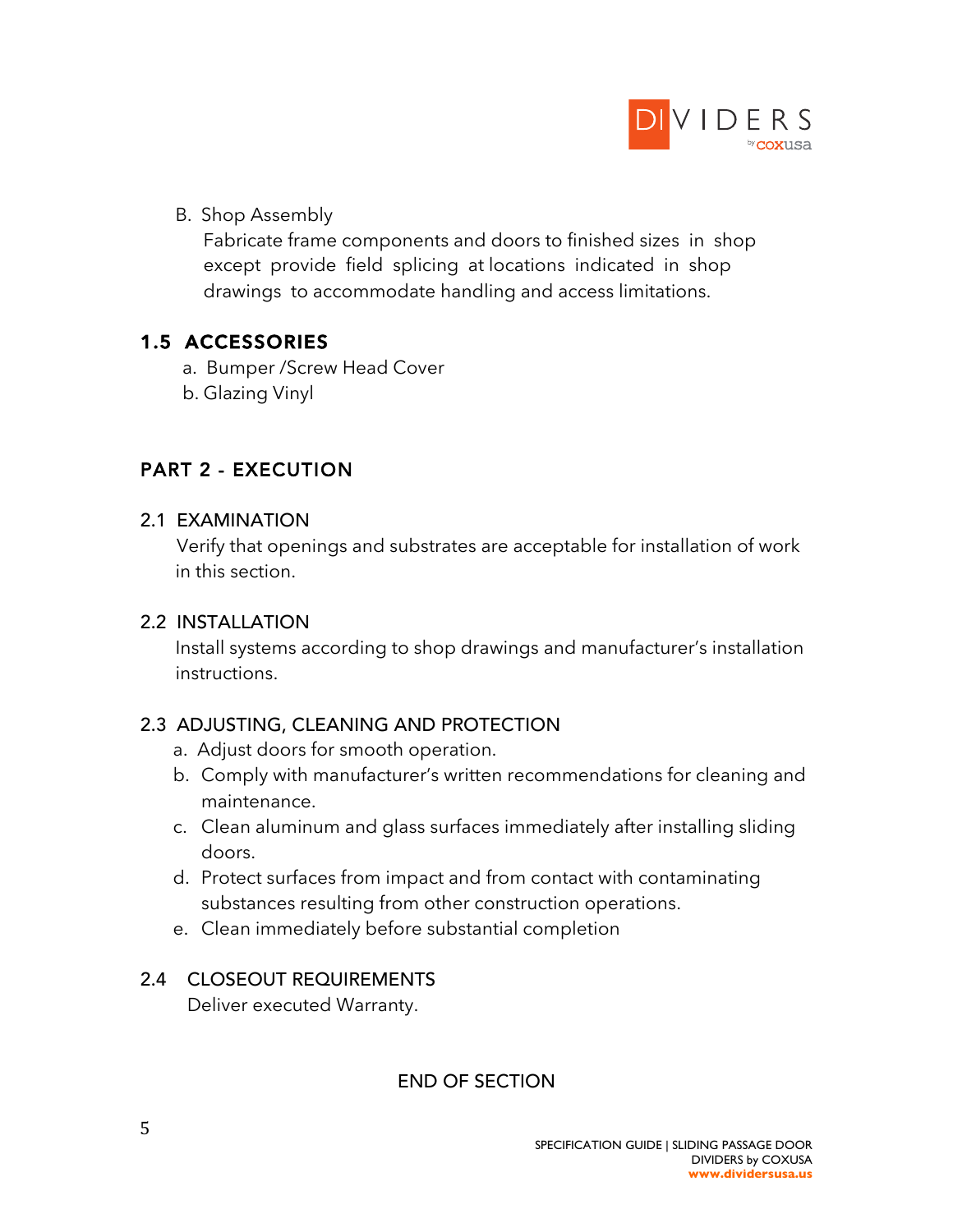B. Shop Assembly

Fabricate frame components and doors to finished sizes in shop except provide field splicing at locations indicated in shop drawings to accommodate handling and access limitations.

## 1.5 ACCESSORIES

a. Bumper /Screw Head Cover
b. Glazing Vinyl

# PART 2 - EXECUTION

## 2.1 EXAMINATION

Verify that openings and substrates are acceptable for installation of work in this section.

## 2.2 INSTALLATION

Install systems according to shop drawings and manufacturer's installation instructions.

## 2.3 ADJUSTING, CLEANING AND PROTECTION

a. Adjust doors for smooth operation.
b. Comply with manufacturer's written recommendations for cleaning and maintenance.
c. Clean aluminum and glass surfaces immediately after installing sliding doors.
d. Protect surfaces from impact and from contact with contaminating substances resulting from other construction operations.
e. Clean immediately before substantial completion

## 2.4 CLOSEOUT REQUIREMENTS

Deliver executed Warranty.

END OF SECTION